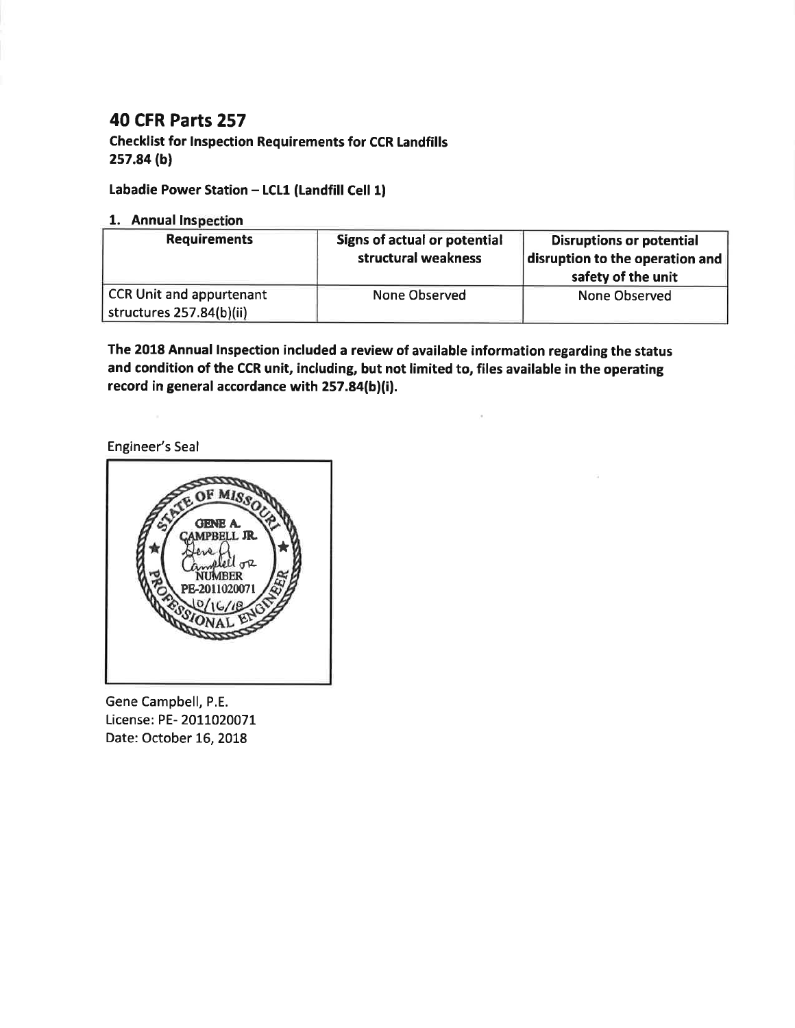# 40 CFR Parts 257

**Checklist for Inspection Requirements for CCR Landfills**
**257.84 (b)**

**Labadie Power Station – LCL1 (Landfill Cell 1)**

**1. Annual Inspection**

| Requirements | Signs of actual or potential structural weakness | Disruptions or potential disruption to the operation and safety of the unit |
|---|---|---|
| CCR Unit and appurtenant structures 257.84(b)(ii) | None Observed | None Observed |

**The 2018 Annual Inspection included a review of available information regarding the status and condition of the CCR unit, including, but not limited to, files available in the operating record in general accordance with 257.84(b)(i).**

Engineer's Seal

STATE OF MISSOURI
GENE A. CAMPBELL JR.
NUMBER
PE-2011020071
10/16/18
PROFESSIONAL ENGINEER

Gene Campbell, P.E.
License: PE- 2011020071
Date: October 16, 2018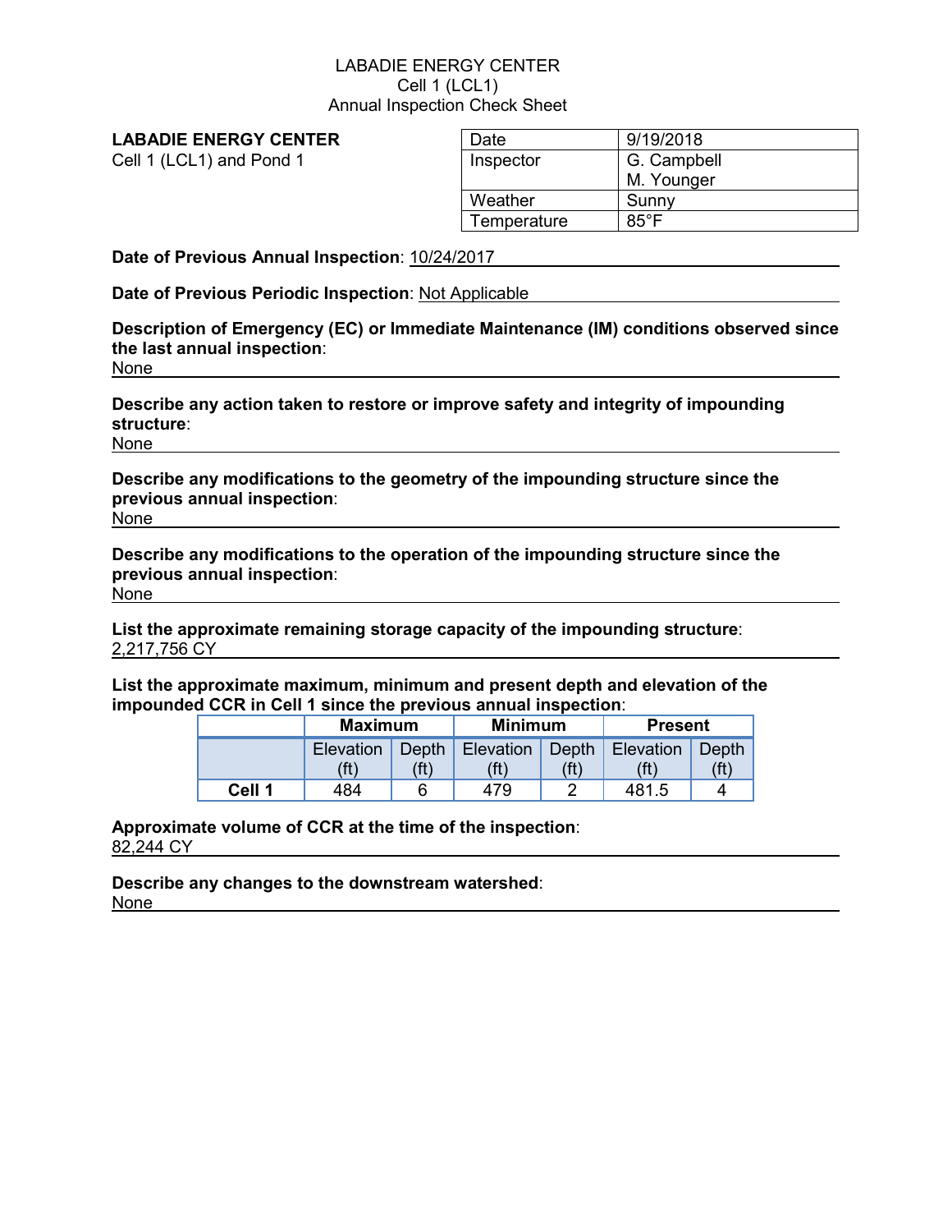LABADIE ENERGY CENTER
Cell 1 (LCL1)
Annual Inspection Check Sheet

**LABADIE ENERGY CENTER**
Cell 1 (LCL1) and Pond 1

| | |
|---|---|
| Date | 9/19/2018 |
| Inspector | G. Campbell<br>M. Younger |
| Weather | Sunny |
| Temperature | 85°F |

**Date of Previous Annual Inspection**: 10/24/2017

**Date of Previous Periodic Inspection**: Not Applicable

**Description of Emergency (EC) or Immediate Maintenance (IM) conditions observed since the last annual inspection**:
None

**Describe any action taken to restore or improve safety and integrity of impounding structure**:
None

**Describe any modifications to the geometry of the impounding structure since the previous annual inspection**:
None

**Describe any modifications to the operation of the impounding structure since the previous annual inspection**:
None

**List the approximate remaining storage capacity of the impounding structure**:
2,217,756 CY

**List the approximate maximum, minimum and present depth and elevation of the impounded CCR in Cell 1 since the previous annual inspection**:

| | Maximum | | Minimum | | Present | |
|---|---|---|---|---|---|---|
| | Elevation (ft) | Depth (ft) | Elevation (ft) | Depth (ft) | Elevation (ft) | Depth (ft) |
| **Cell 1** | 484 | 6 | 479 | 2 | 481.5 | 4 |

**Approximate volume of CCR at the time of the inspection**:
82,244 CY

**Describe any changes to the downstream watershed**:
None